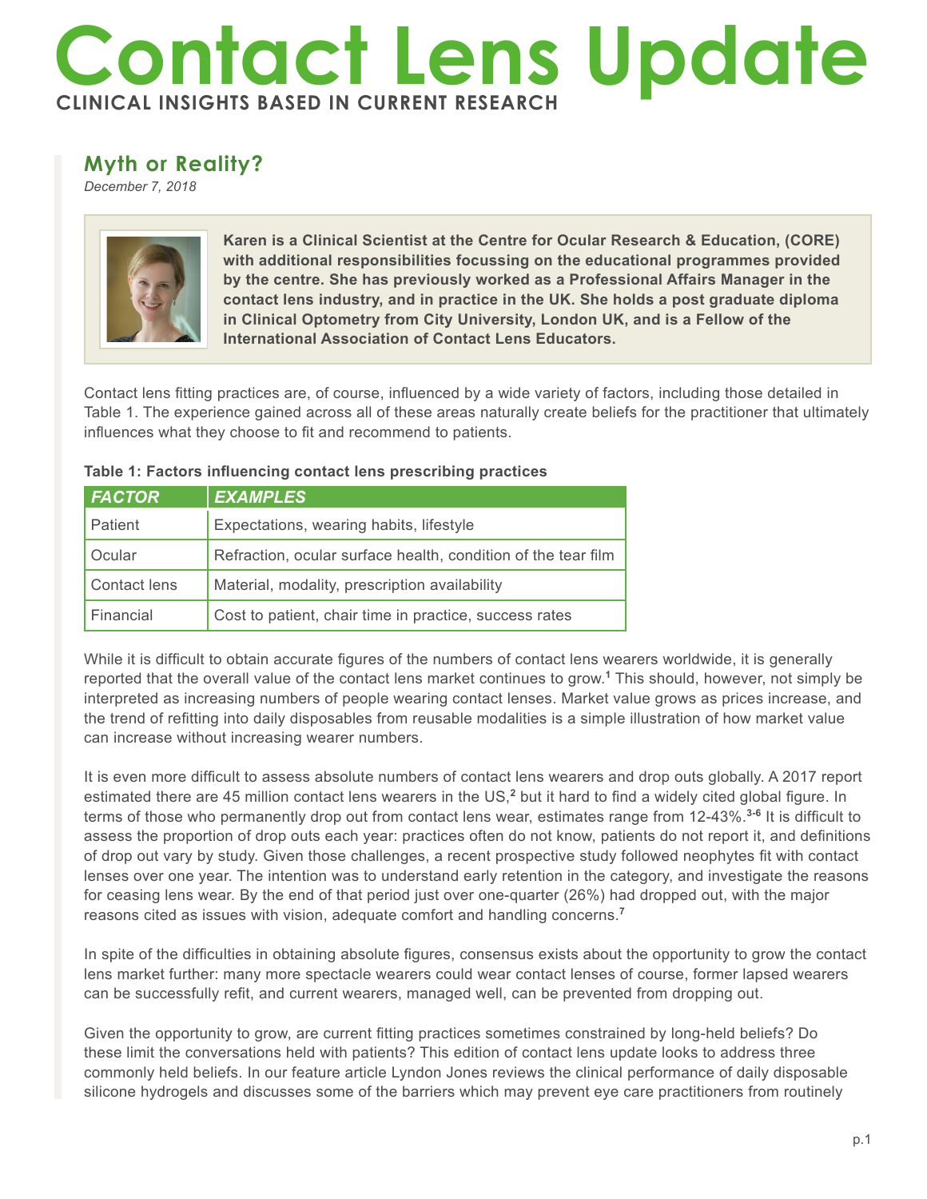# Contact Lens Update

**CLINICAL INSIGHTS BASED IN CURRENT RESEARCH**

## Myth or Reality?

*December 7, 2018*

**Karen is a Clinical Scientist at the Centre for Ocular Research & Education, (CORE) with additional responsibilities focussing on the educational programmes provided by the centre. She has previously worked as a Professional Affairs Manager in the contact lens industry, and in practice in the UK. She holds a post graduate diploma in Clinical Optometry from City University, London UK, and is a Fellow of the International Association of Contact Lens Educators.**

Contact lens fitting practices are, of course, influenced by a wide variety of factors, including those detailed in Table 1. The experience gained across all of these areas naturally create beliefs for the practitioner that ultimately influences what they choose to fit and recommend to patients.

**Table 1: Factors influencing contact lens prescribing practices**

| *FACTOR* | *EXAMPLES* |
| --- | --- |
| Patient | Expectations, wearing habits, lifestyle |
| Ocular | Refraction, ocular surface health, condition of the tear film |
| Contact lens | Material, modality, prescription availability |
| Financial | Cost to patient, chair time in practice, success rates |

While it is difficult to obtain accurate figures of the numbers of contact lens wearers worldwide, it is generally reported that the overall value of the contact lens market continues to grow.[1] This should, however, not simply be interpreted as increasing numbers of people wearing contact lenses. Market value grows as prices increase, and the trend of refitting into daily disposables from reusable modalities is a simple illustration of how market value can increase without increasing wearer numbers.

It is even more difficult to assess absolute numbers of contact lens wearers and drop outs globally. A 2017 report estimated there are 45 million contact lens wearers in the US,[2] but it hard to find a widely cited global figure. In terms of those who permanently drop out from contact lens wear, estimates range from 12-43%.[3-6] It is difficult to assess the proportion of drop outs each year: practices often do not know, patients do not report it, and definitions of drop out vary by study. Given those challenges, a recent prospective study followed neophytes fit with contact lenses over one year. The intention was to understand early retention in the category, and investigate the reasons for ceasing lens wear. By the end of that period just over one-quarter (26%) had dropped out, with the major reasons cited as issues with vision, adequate comfort and handling concerns.[7]

In spite of the difficulties in obtaining absolute figures, consensus exists about the opportunity to grow the contact lens market further: many more spectacle wearers could wear contact lenses of course, former lapsed wearers can be successfully refit, and current wearers, managed well, can be prevented from dropping out.

Given the opportunity to grow, are current fitting practices sometimes constrained by long-held beliefs? Do these limit the conversations held with patients? This edition of contact lens update looks to address three commonly held beliefs. In our feature article Lyndon Jones reviews the clinical performance of daily disposable silicone hydrogels and discusses some of the barriers which may prevent eye care practitioners from routinely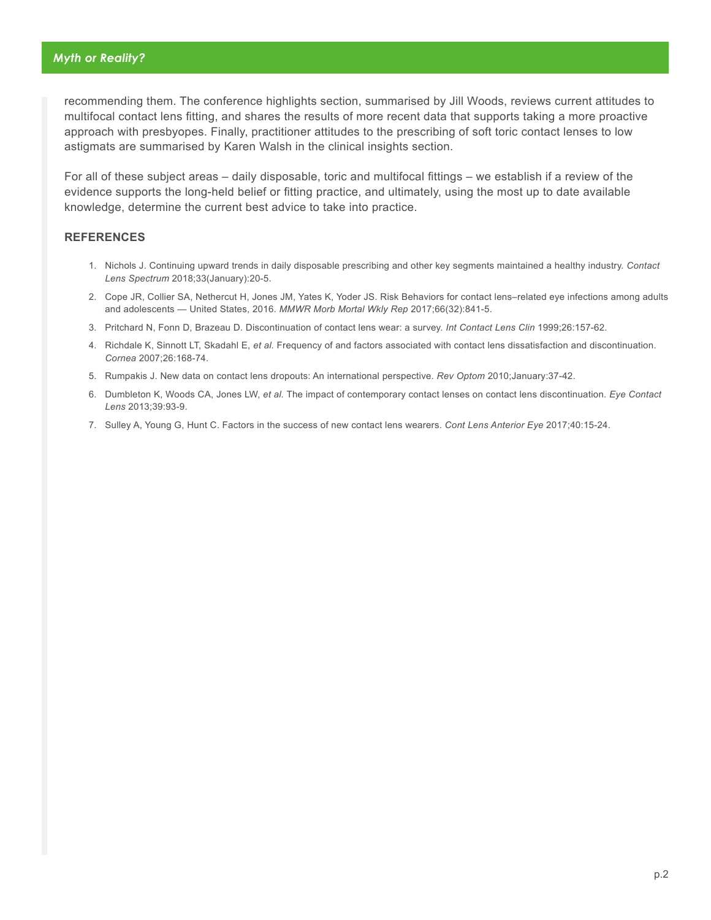recommending them. The conference highlights section, summarised by Jill Woods, reviews current attitudes to multifocal contact lens fitting, and shares the results of more recent data that supports taking a more proactive approach with presbyopes. Finally, practitioner attitudes to the prescribing of soft toric contact lenses to low astigmats are summarised by Karen Walsh in the clinical insights section.

For all of these subject areas – daily disposable, toric and multifocal fittings – we establish if a review of the evidence supports the long-held belief or fitting practice, and ultimately, using the most up to date available knowledge, determine the current best advice to take into practice.

## REFERENCES

1. Nichols J. Continuing upward trends in daily disposable prescribing and other key segments maintained a healthy industry. *Contact Lens Spectrum* 2018;33(January):20-5.
2. Cope JR, Collier SA, Nethercut H, Jones JM, Yates K, Yoder JS. Risk Behaviors for contact lens–related eye infections among adults and adolescents — United States, 2016. *MMWR Morb Mortal Wkly Rep* 2017;66(32):841-5.
3. Pritchard N, Fonn D, Brazeau D. Discontinuation of contact lens wear: a survey. *Int Contact Lens Clin* 1999;26:157-62.
4. Richdale K, Sinnott LT, Skadahl E, *et al.* Frequency of and factors associated with contact lens dissatisfaction and discontinuation. *Cornea* 2007;26:168-74.
5. Rumpakis J. New data on contact lens dropouts: An international perspective. *Rev Optom* 2010;January:37-42.
6. Dumbleton K, Woods CA, Jones LW, *et al.* The impact of contemporary contact lenses on contact lens discontinuation. *Eye Contact Lens* 2013;39:93-9.
7. Sulley A, Young G, Hunt C. Factors in the success of new contact lens wearers. *Cont Lens Anterior Eye* 2017;40:15-24.